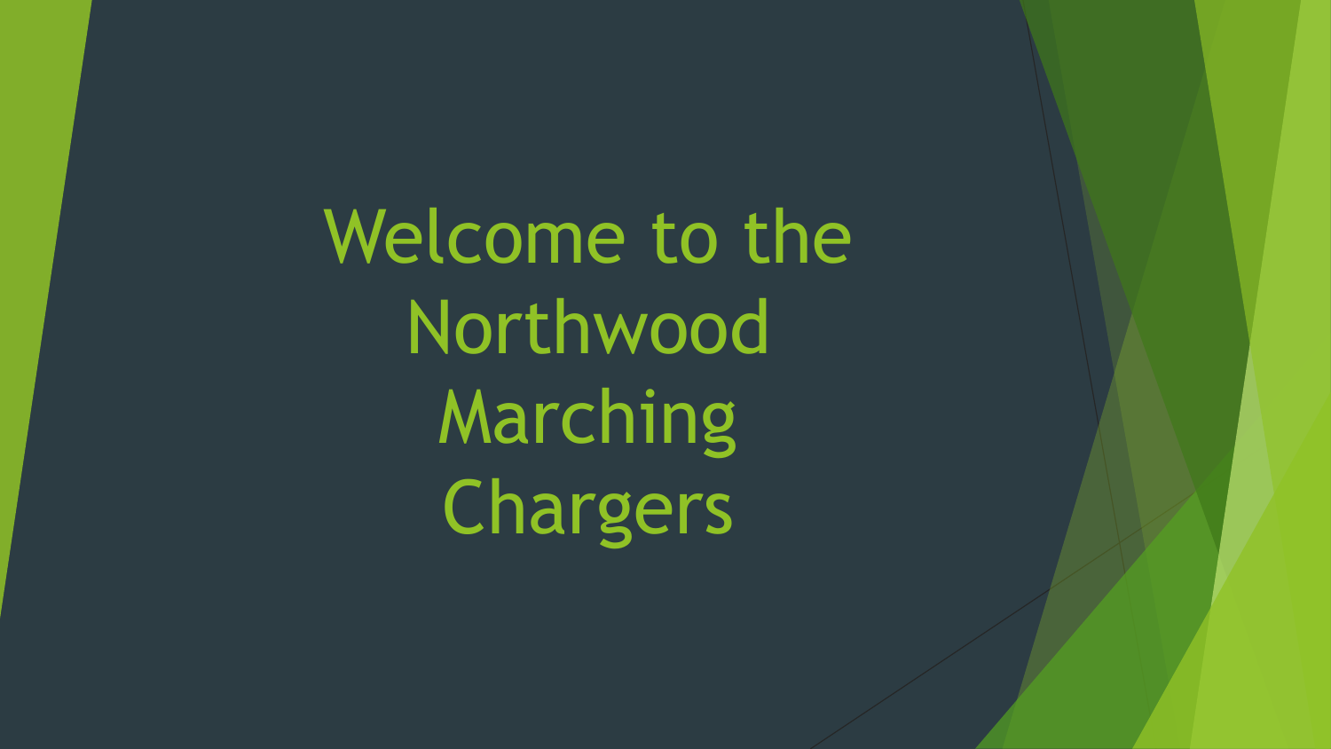# Welcome to the Northwood Marching Chargers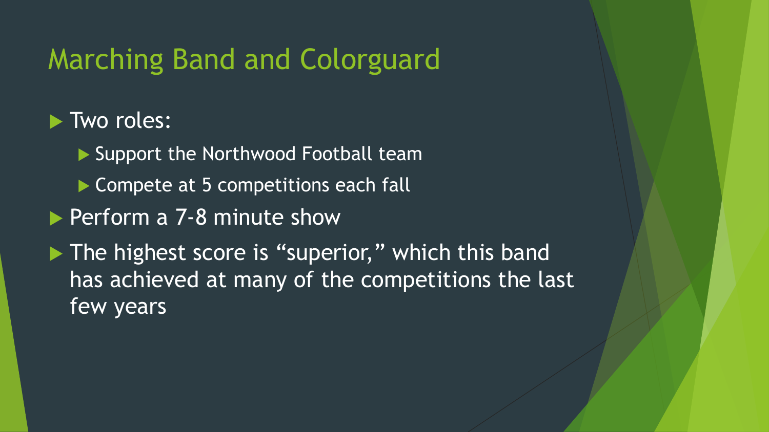# Marching Band and Colorguard

- Two roles:
  - Support the Northwood Football team
  - Compete at 5 competitions each fall
- Perform a 7-8 minute show
- The highest score is "superior," which this band has achieved at many of the competitions the last few years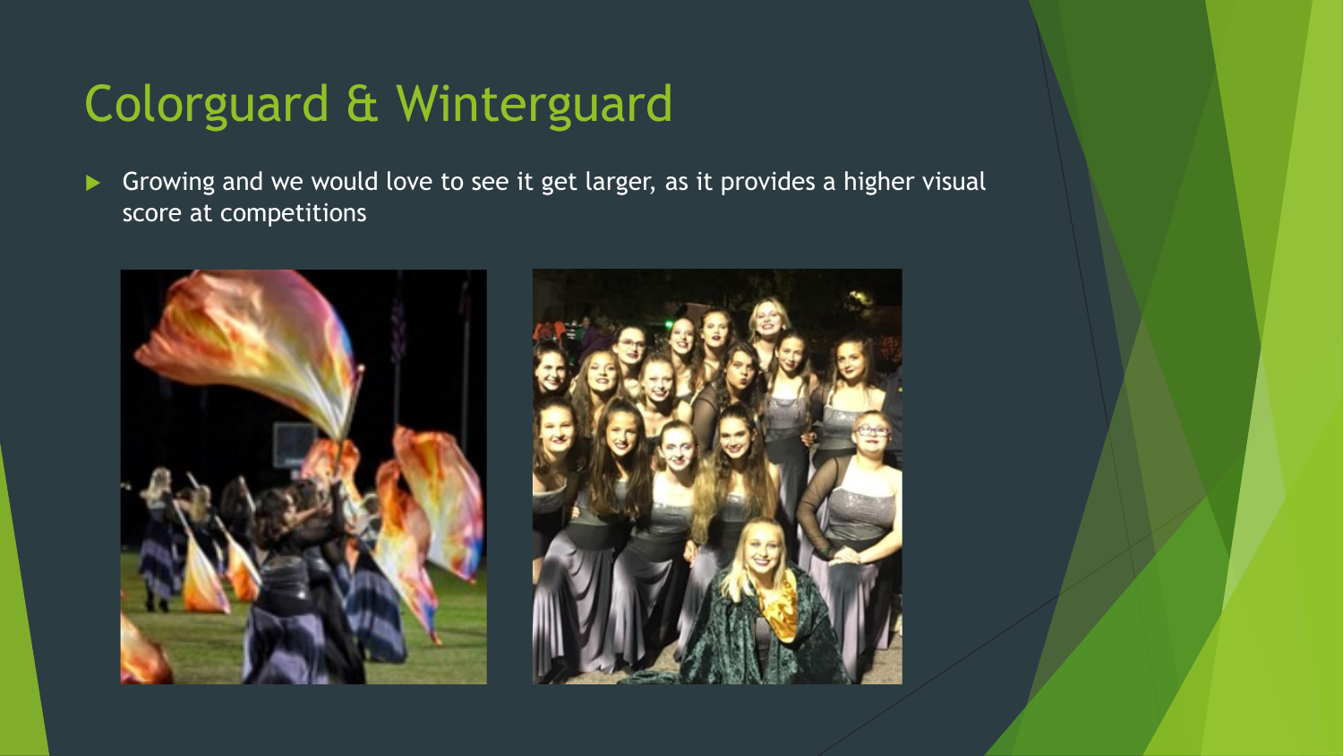# Colorguard & Winterguard

- Growing and we would love to see it get larger, as it provides a higher visual score at competitions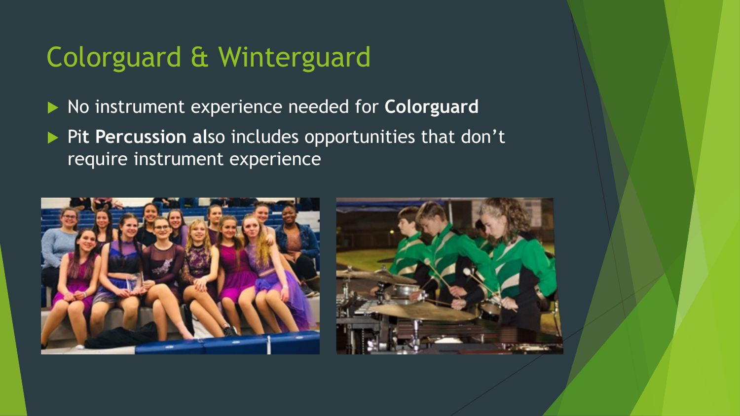# Colorguard & Winterguard

- No instrument experience needed for **Colorguard**
- Pit **Percussion al**so includes opportunities that don't require instrument experience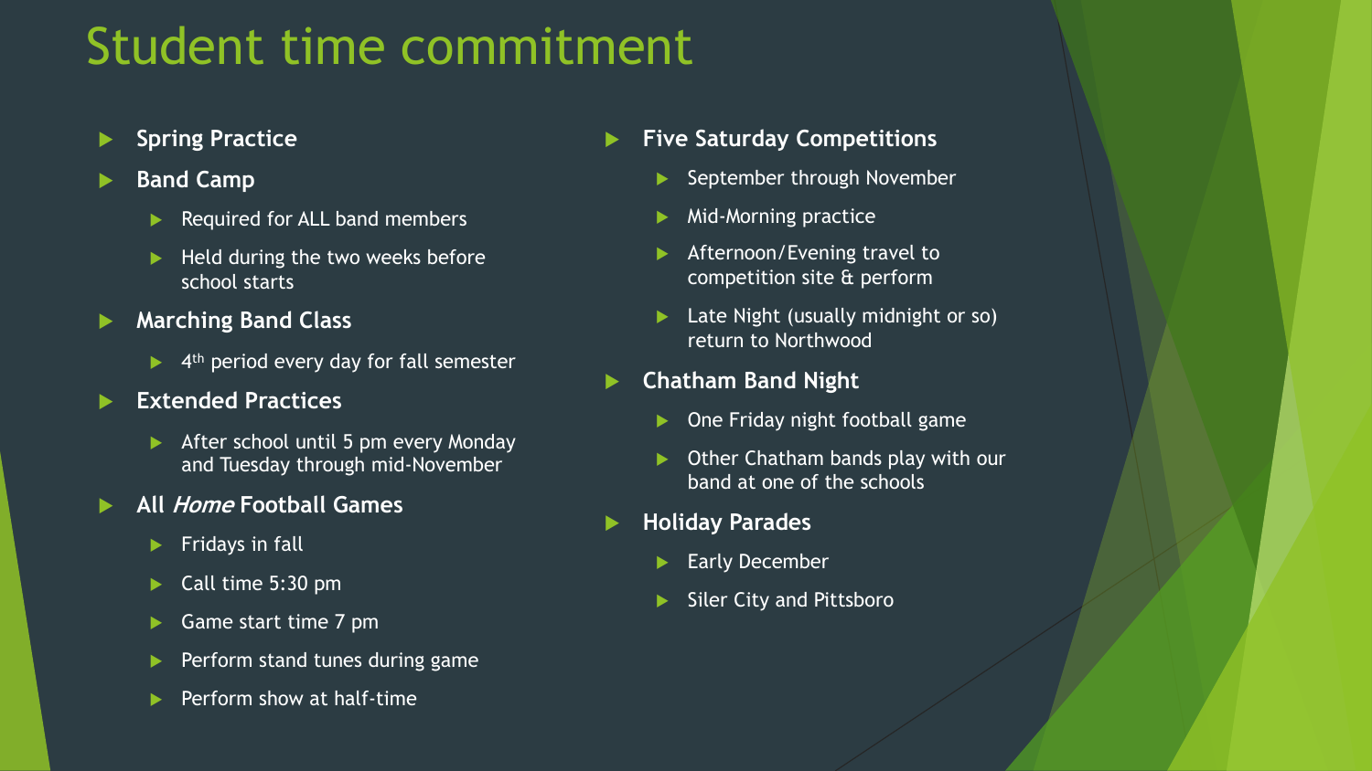# Student time commitment

- **Spring Practice**
- **Band Camp**
  - Required for ALL band members
  - Held during the two weeks before school starts
- **Marching Band Class**
  - 4th period every day for fall semester
- **Extended Practices**
  - After school until 5 pm every Monday and Tuesday through mid-November
- **All *Home* Football Games**
  - Fridays in fall
  - Call time 5:30 pm
  - Game start time 7 pm
  - Perform stand tunes during game
  - Perform show at half-time
- **Five Saturday Competitions**
  - September through November
  - Mid-Morning practice
  - Afternoon/Evening travel to competition site & perform
  - Late Night (usually midnight or so) return to Northwood
- **Chatham Band Night**
  - One Friday night football game
  - Other Chatham bands play with our band at one of the schools
- **Holiday Parades**
  - Early December
  - Siler City and Pittsboro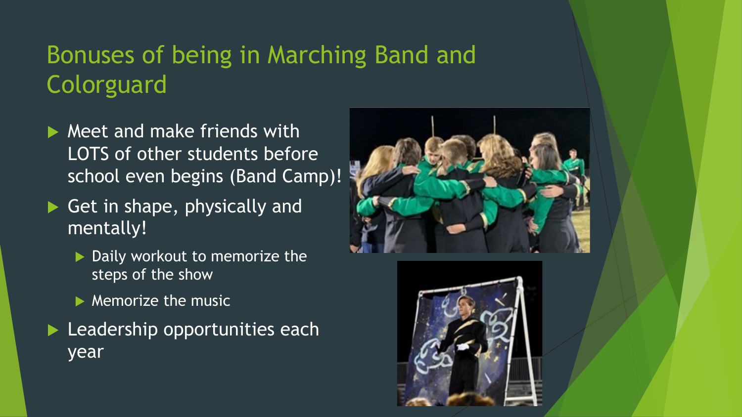# Bonuses of being in Marching Band and Colorguard

- Meet and make friends with LOTS of other students before school even begins (Band Camp)!
- Get in shape, physically and mentally!
  - Daily workout to memorize the steps of the show
  - Memorize the music
- Leadership opportunities each year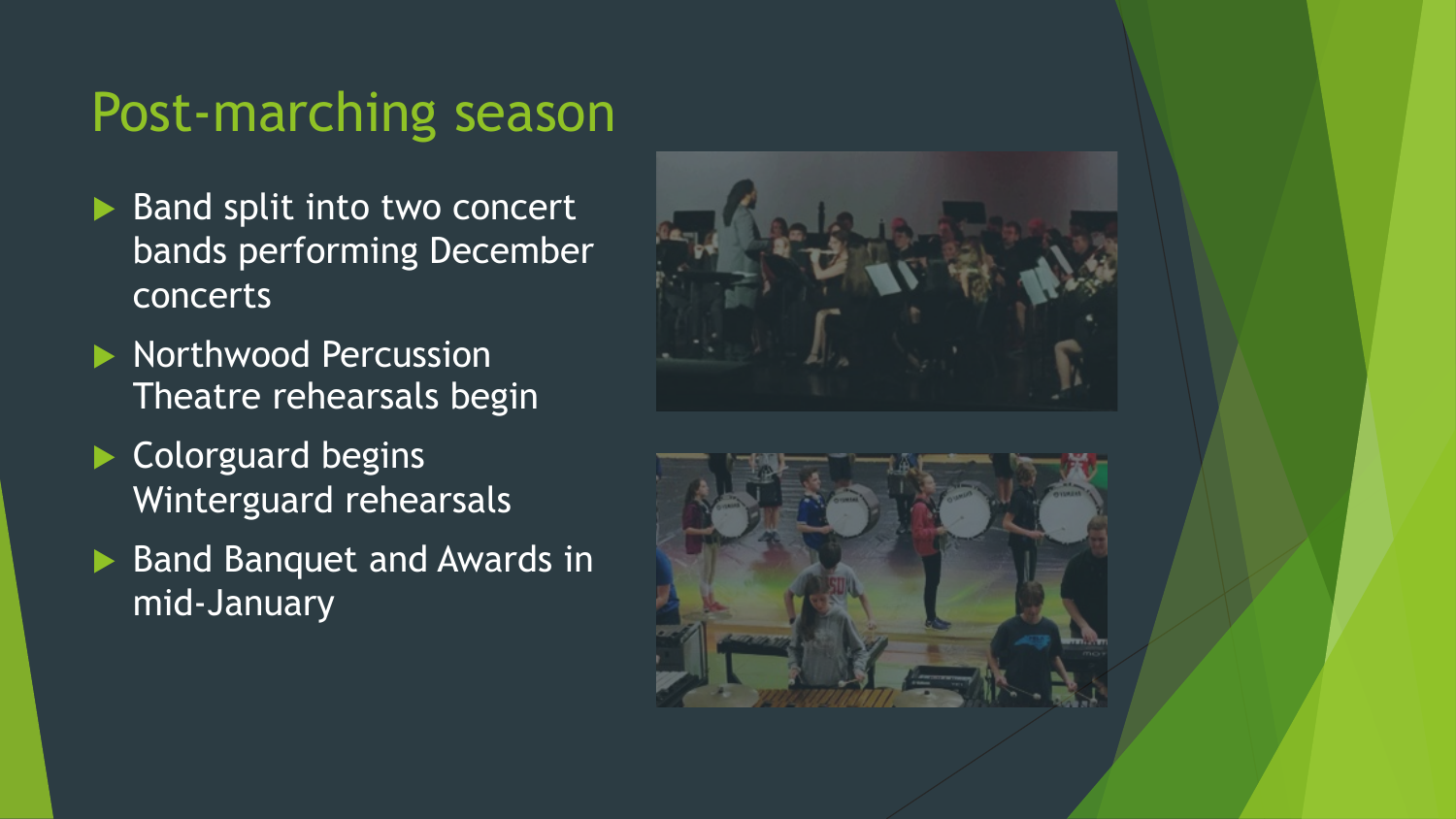# Post-marching season

- Band split into two concert bands performing December concerts
- Northwood Percussion Theatre rehearsals begin
- Colorguard begins Winterguard rehearsals
- Band Banquet and Awards in mid-January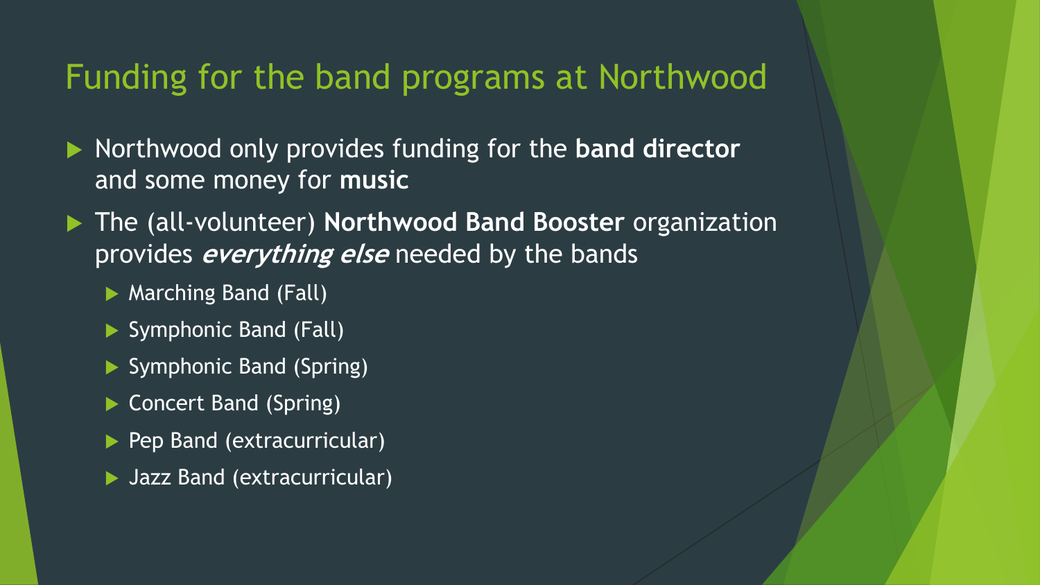# Funding for the band programs at Northwood

- Northwood only provides funding for the **band director** and some money for **music**
- The (all-volunteer) **Northwood Band Booster** organization provides ***everything else*** needed by the bands
  - Marching Band (Fall)
  - Symphonic Band (Fall)
  - Symphonic Band (Spring)
  - Concert Band (Spring)
  - Pep Band (extracurricular)
  - Jazz Band (extracurricular)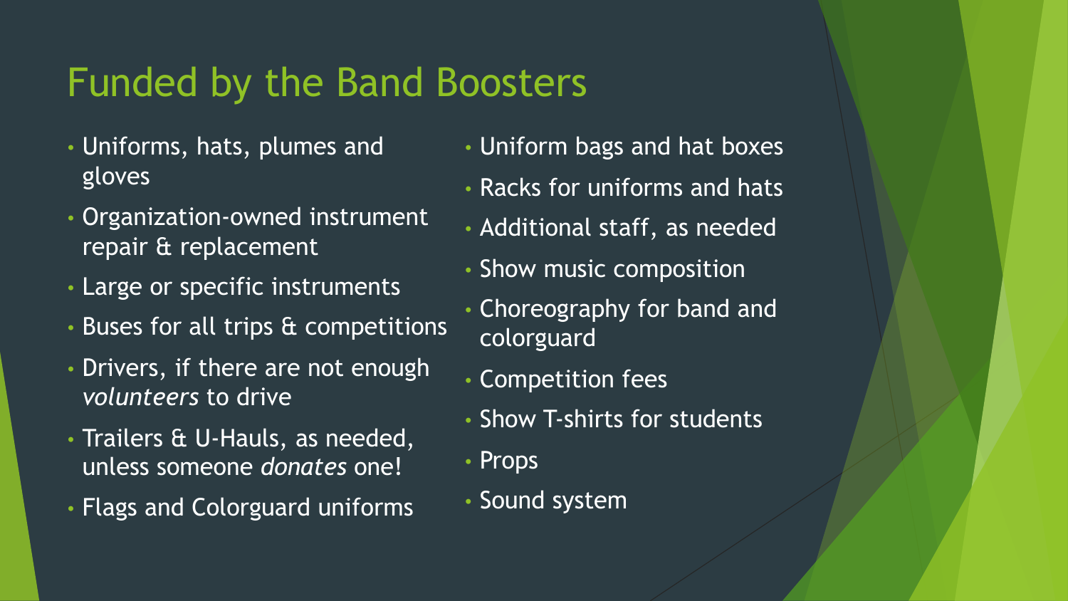# Funded by the Band Boosters

- Uniforms, hats, plumes and gloves
- Organization-owned instrument repair & replacement
- Large or specific instruments
- Buses for all trips & competitions
- Drivers, if there are not enough *volunteers* to drive
- Trailers & U-Hauls, as needed, unless someone *donates* one!
- Flags and Colorguard uniforms
- Uniform bags and hat boxes
- Racks for uniforms and hats
- Additional staff, as needed
- Show music composition
- Choreography for band and colorguard
- Competition fees
- Show T-shirts for students
- Props
- Sound system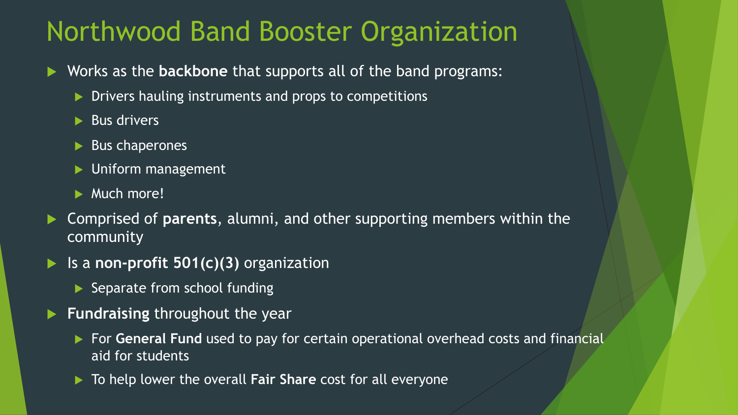# Northwood Band Booster Organization

- Works as the **backbone** that supports all of the band programs:
  - Drivers hauling instruments and props to competitions
  - Bus drivers
  - Bus chaperones
  - Uniform management
  - Much more!
- Comprised of **parents**, alumni, and other supporting members within the community
- Is a **non-profit 501(c)(3)** organization
  - Separate from school funding
- **Fundraising** throughout the year
  - For **General Fund** used to pay for certain operational overhead costs and financial aid for students
  - To help lower the overall **Fair Share** cost for all everyone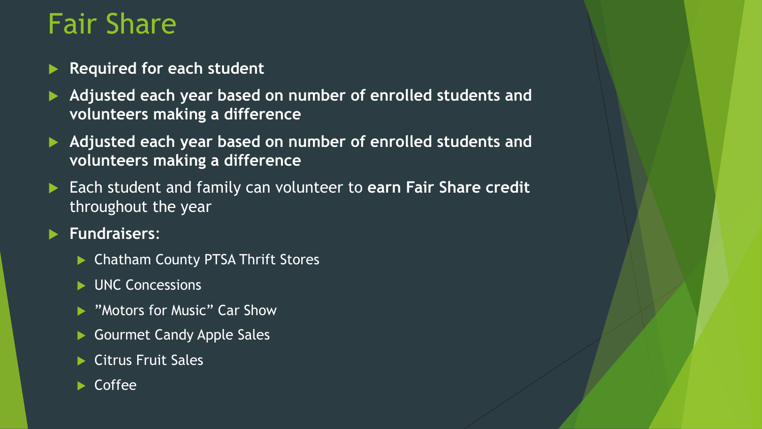# Fair Share

- **Required for each student**
- **Adjusted each year based on number of enrolled students and volunteers making a difference**
- **Adjusted each year based on number of enrolled students and volunteers making a difference**
- Each student and family can volunteer to **earn Fair Share credit** throughout the year
- **Fundraisers:**
  - Chatham County PTSA Thrift Stores
  - UNC Concessions
  - ”Motors for Music” Car Show
  - Gourmet Candy Apple Sales
  - Citrus Fruit Sales
  - Coffee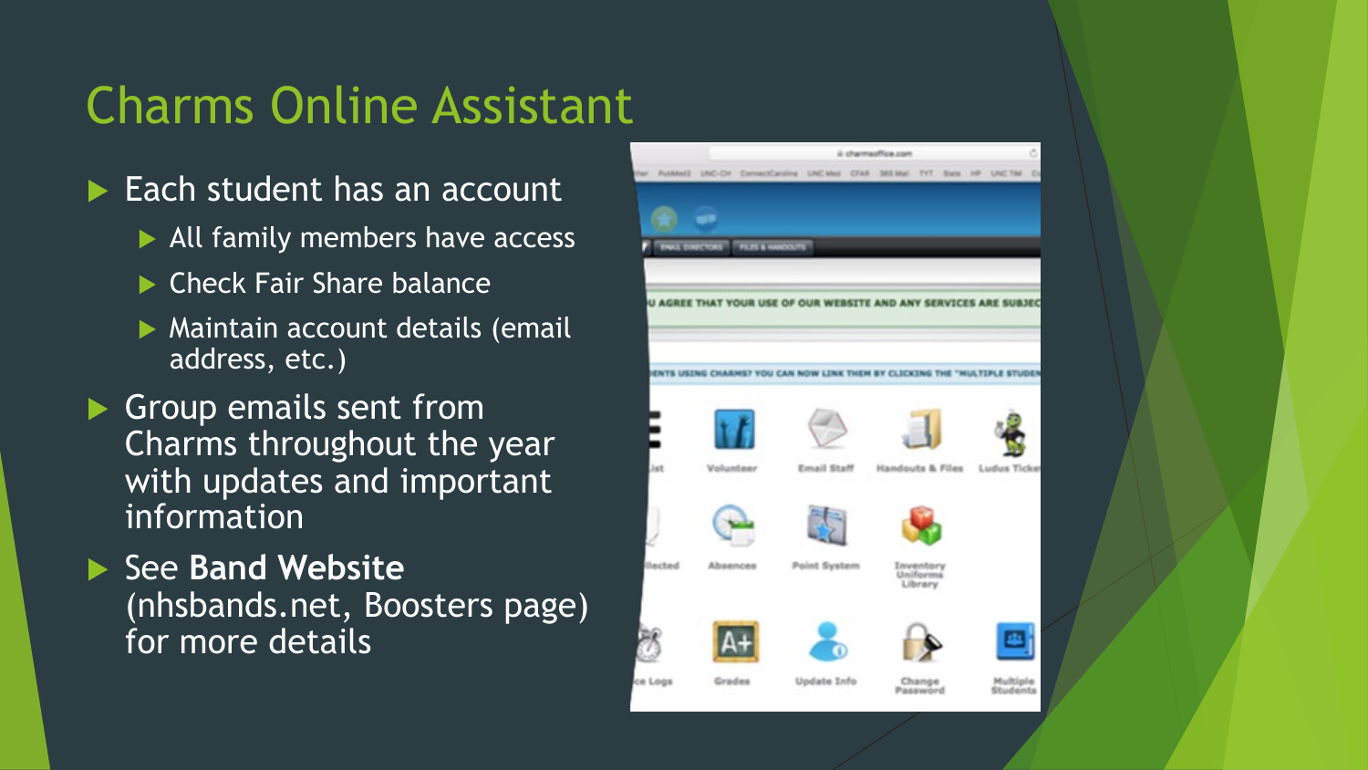# Charms Online Assistant

- Each student has an account
  - All family members have access
  - Check Fair Share balance
  - Maintain account details (email address, etc.)
- Group emails sent from Charms throughout the year with updates and important information
- See **Band Website** (nhsbands.net, Boosters page) for more details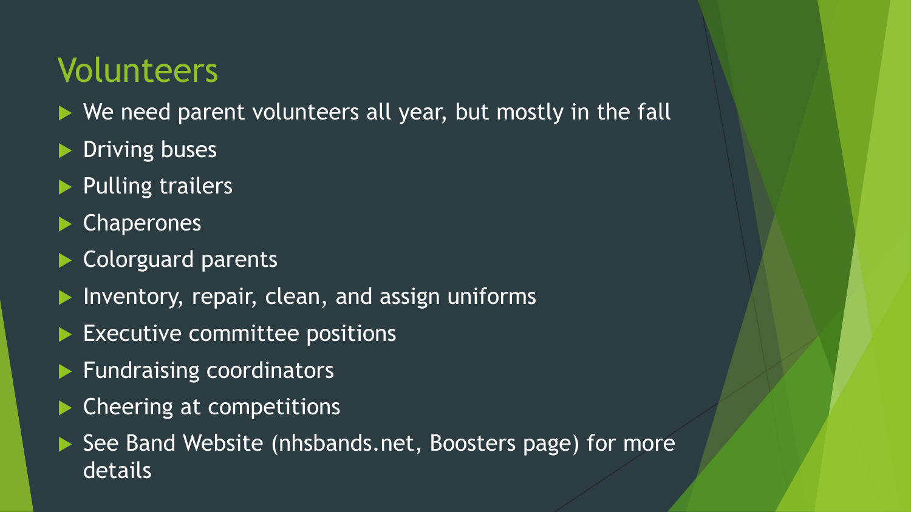# Volunteers

- We need parent volunteers all year, but mostly in the fall
- Driving buses
- Pulling trailers
- Chaperones
- Colorguard parents
- Inventory, repair, clean, and assign uniforms
- Executive committee positions
- Fundraising coordinators
- Cheering at competitions
- See Band Website (nhsbands.net, Boosters page) for more details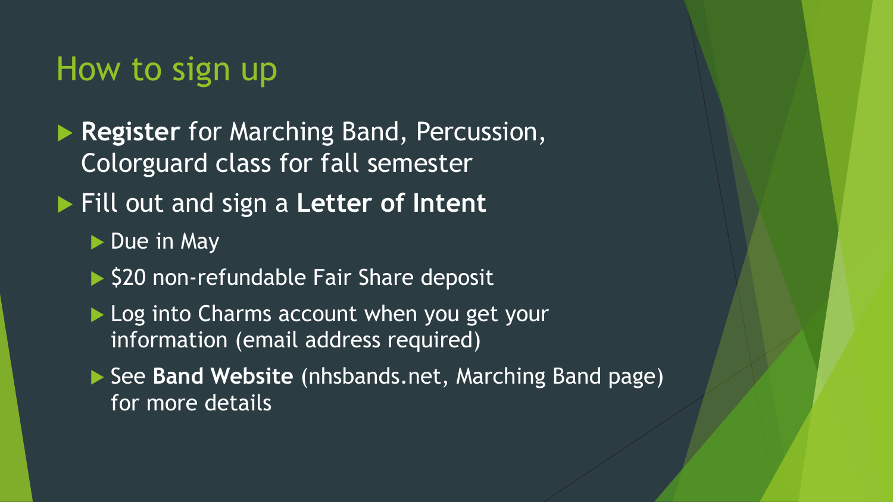# How to sign up

- **Register** for Marching Band, Percussion, Colorguard class for fall semester
- Fill out and sign a **Letter of Intent**
  - Due in May
  - $20 non-refundable Fair Share deposit
  - Log into Charms account when you get your information (email address required)
  - See **Band Website** (nhsbands.net, Marching Band page) for more details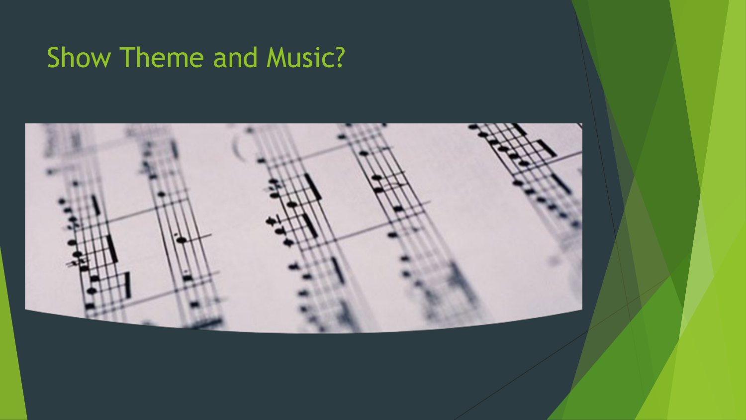# Show Theme and Music?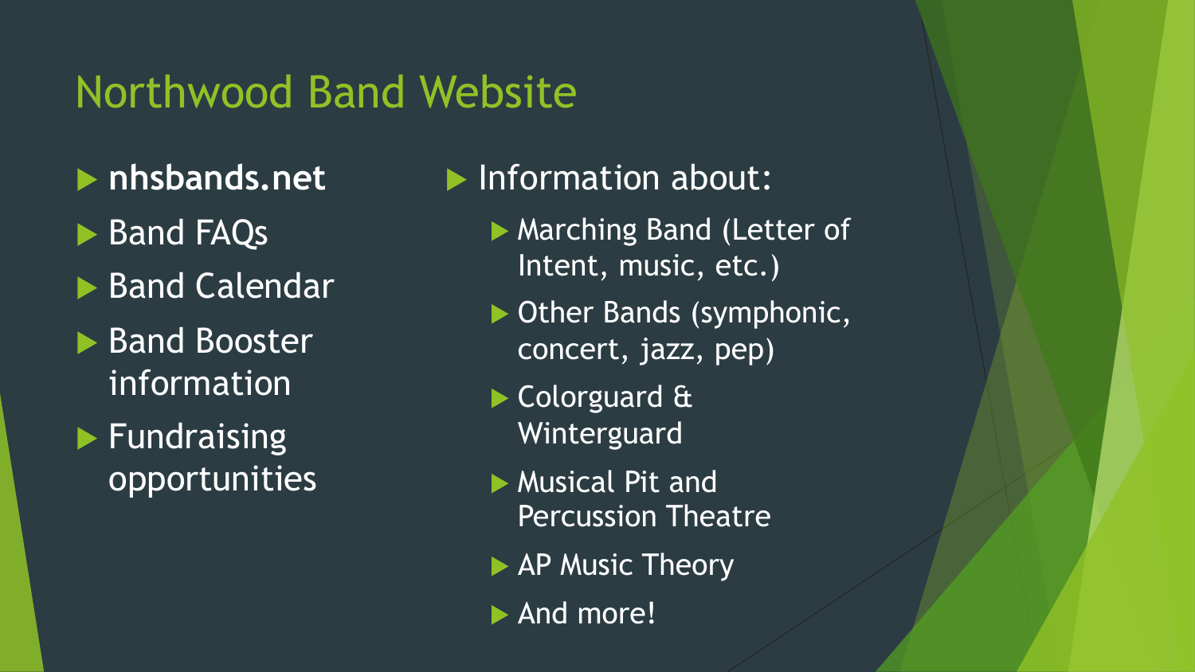# Northwood Band Website

- **nhsbands.net**
- Band FAQs
- Band Calendar
- Band Booster information
- Fundraising opportunities

- Information about:
  - Marching Band (Letter of Intent, music, etc.)
  - Other Bands (symphonic, concert, jazz, pep)
  - Colorguard & Winterguard
  - Musical Pit and Percussion Theatre
  - AP Music Theory
  - And more!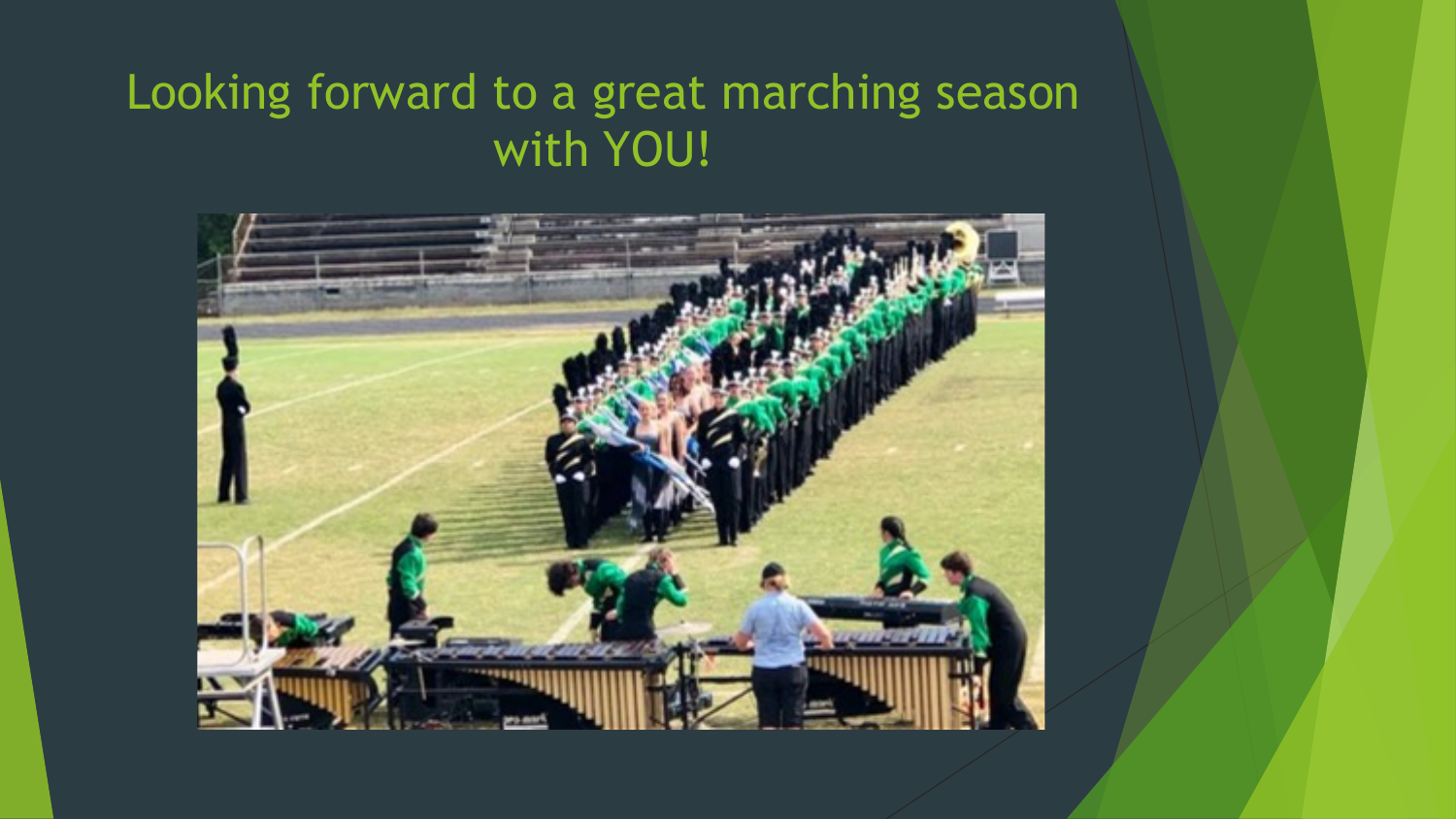# Looking forward to a great marching season with YOU!